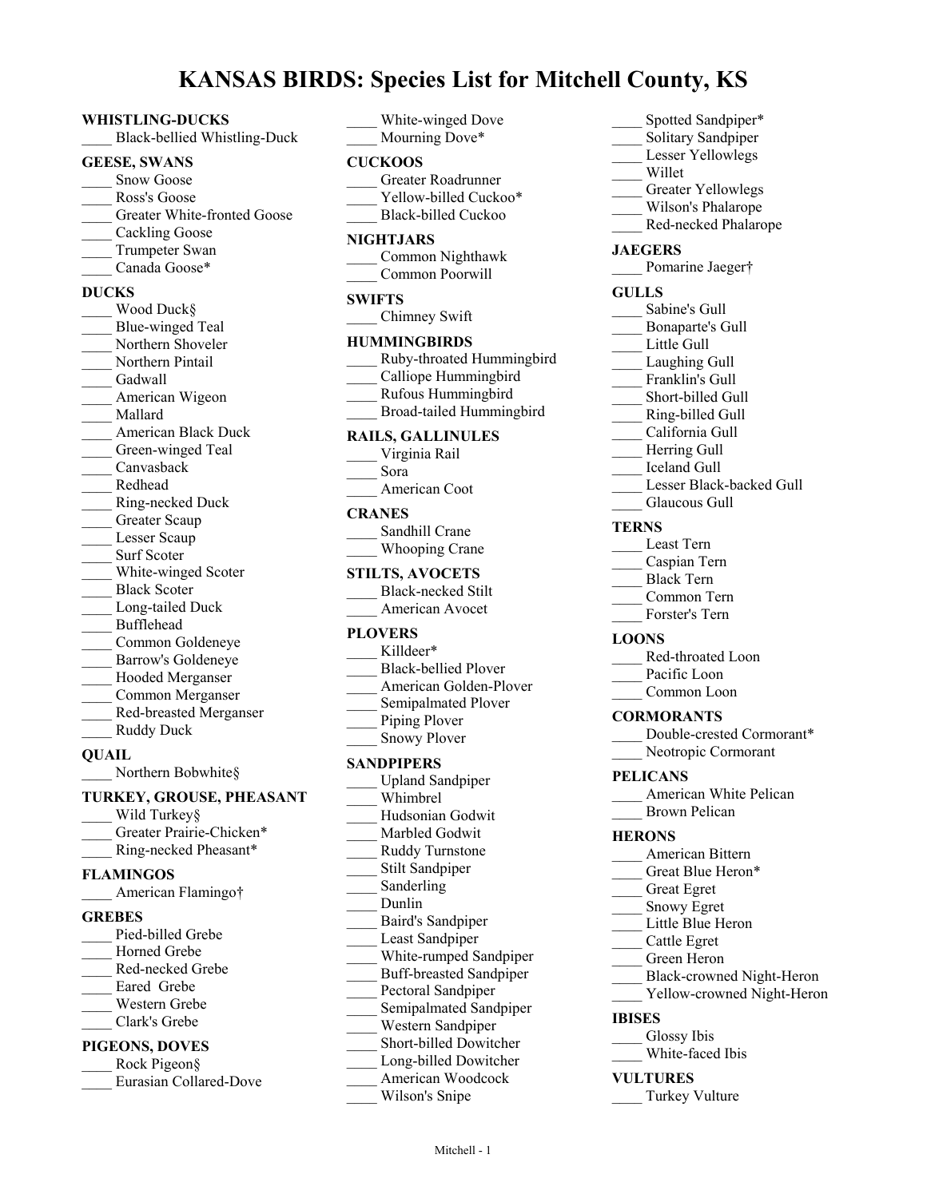# KANSAS BIRDS: Species List for Mitchell County, KS

**WHISTLING-DUCKS**
____ Black-bellied Whistling-Duck

**GEESE, SWANS**
____ Snow Goose
____ Ross's Goose
____ Greater White-fronted Goose
____ Cackling Goose
____ Trumpeter Swan
____ Canada Goose*

**DUCKS**
____ Wood Duck§
____ Blue-winged Teal
____ Northern Shoveler
____ Northern Pintail
____ Gadwall
____ American Wigeon
____ Mallard
____ American Black Duck
____ Green-winged Teal
____ Canvasback
____ Redhead
____ Ring-necked Duck
____ Greater Scaup
____ Lesser Scaup
____ Surf Scoter
____ White-winged Scoter
____ Black Scoter
____ Long-tailed Duck
____ Bufflehead
____ Common Goldeneye
____ Barrow's Goldeneye
____ Hooded Merganser
____ Common Merganser
____ Red-breasted Merganser
____ Ruddy Duck

**QUAIL**
____ Northern Bobwhite§

**TURKEY, GROUSE, PHEASANT**
____ Wild Turkey§
____ Greater Prairie-Chicken*
____ Ring-necked Pheasant*

**FLAMINGOS**
____ American Flamingo†

**GREBES**
____ Pied-billed Grebe
____ Horned Grebe
____ Red-necked Grebe
____ Eared Grebe
____ Western Grebe
____ Clark's Grebe

**PIGEONS, DOVES**
____ Rock Pigeon§
____ Eurasian Collared-Dove
____ White-winged Dove
____ Mourning Dove*

**CUCKOOS**
____ Greater Roadrunner
____ Yellow-billed Cuckoo*
____ Black-billed Cuckoo

**NIGHTJARS**
____ Common Nighthawk
____ Common Poorwill

**SWIFTS**
____ Chimney Swift

**HUMMINGBIRDS**
____ Ruby-throated Hummingbird
____ Calliope Hummingbird
____ Rufous Hummingbird
____ Broad-tailed Hummingbird

**RAILS, GALLINULES**
____ Virginia Rail
____ Sora
____ American Coot

**CRANES**
____ Sandhill Crane
____ Whooping Crane

**STILTS, AVOCETS**
____ Black-necked Stilt
____ American Avocet

**PLOVERS**
____ Killdeer*
____ Black-bellied Plover
____ American Golden-Plover
____ Semipalmated Plover
____ Piping Plover
____ Snowy Plover

**SANDPIPERS**
____ Upland Sandpiper
____ Whimbrel
____ Hudsonian Godwit
____ Marbled Godwit
____ Ruddy Turnstone
____ Stilt Sandpiper
____ Sanderling
____ Dunlin
____ Baird's Sandpiper
____ Least Sandpiper
____ White-rumped Sandpiper
____ Buff-breasted Sandpiper
____ Pectoral Sandpiper
____ Semipalmated Sandpiper
____ Western Sandpiper
____ Short-billed Dowitcher
____ Long-billed Dowitcher
____ American Woodcock
____ Wilson's Snipe
____ Spotted Sandpiper*
____ Solitary Sandpiper
____ Lesser Yellowlegs
____ Willet
____ Greater Yellowlegs
____ Wilson's Phalarope
____ Red-necked Phalarope

**JAEGERS**
____ Pomarine Jaeger†

**GULLS**
____ Sabine's Gull
____ Bonaparte's Gull
____ Little Gull
____ Laughing Gull
____ Franklin's Gull
____ Short-billed Gull
____ Ring-billed Gull
____ California Gull
____ Herring Gull
____ Iceland Gull
____ Lesser Black-backed Gull
____ Glaucous Gull

**TERNS**
____ Least Tern
____ Caspian Tern
____ Black Tern
____ Common Tern
____ Forster's Tern

**LOONS**
____ Red-throated Loon
____ Pacific Loon
____ Common Loon

**CORMORANTS**
____ Double-crested Cormorant*
____ Neotropic Cormorant

**PELICANS**
____ American White Pelican
____ Brown Pelican

**HERONS**
____ American Bittern
____ Great Blue Heron*
____ Great Egret
____ Snowy Egret
____ Little Blue Heron
____ Cattle Egret
____ Green Heron
____ Black-crowned Night-Heron
____ Yellow-crowned Night-Heron

**IBISES**
____ Glossy Ibis
____ White-faced Ibis

**VULTURES**
____ Turkey Vulture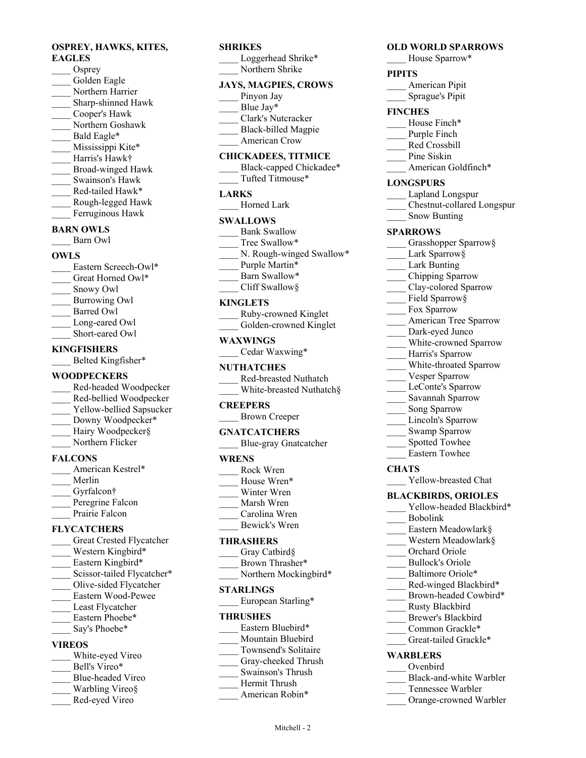**OSPREY, HAWKS, KITES, EAGLES**

____ Osprey
____ Golden Eagle
____ Northern Harrier
____ Sharp-shinned Hawk
____ Cooper's Hawk
____ Northern Goshawk
____ Bald Eagle*
____ Mississippi Kite*
____ Harris's Hawk†
____ Broad-winged Hawk
____ Swainson's Hawk
____ Red-tailed Hawk*
____ Rough-legged Hawk
____ Ferruginous Hawk

**BARN OWLS**

____ Barn Owl

**OWLS**

____ Eastern Screech-Owl*
____ Great Horned Owl*
____ Snowy Owl
____ Burrowing Owl
____ Barred Owl
____ Long-eared Owl
____ Short-eared Owl

**KINGFISHERS**

____ Belted Kingfisher*

**WOODPECKERS**

____ Red-headed Woodpecker
____ Red-bellied Woodpecker
____ Yellow-bellied Sapsucker
____ Downy Woodpecker*
____ Hairy Woodpecker§
____ Northern Flicker

**FALCONS**

____ American Kestrel*
____ Merlin
____ Gyrfalcon†
____ Peregrine Falcon
____ Prairie Falcon

**FLYCATCHERS**

____ Great Crested Flycatcher
____ Western Kingbird*
____ Eastern Kingbird*
____ Scissor-tailed Flycatcher*
____ Olive-sided Flycatcher
____ Eastern Wood-Pewee
____ Least Flycatcher
____ Eastern Phoebe*
____ Say's Phoebe*

**VIREOS**

____ White-eyed Vireo
____ Bell's Vireo*
____ Blue-headed Vireo
____ Warbling Vireo§
____ Red-eyed Vireo

**SHRIKES**

____ Loggerhead Shrike*
____ Northern Shrike

**JAYS, MAGPIES, CROWS**

____ Pinyon Jay
____ Blue Jay*
____ Clark's Nutcracker
____ Black-billed Magpie
____ American Crow

**CHICKADEES, TITMICE**

____ Black-capped Chickadee*
____ Tufted Titmouse*

**LARKS**

____ Horned Lark

**SWALLOWS**

____ Bank Swallow
____ Tree Swallow*
____ N. Rough-winged Swallow*
____ Purple Martin*
____ Barn Swallow*
____ Cliff Swallow§

**KINGLETS**

____ Ruby-crowned Kinglet
____ Golden-crowned Kinglet

**WAXWINGS**

____ Cedar Waxwing*

**NUTHATCHES**

____ Red-breasted Nuthatch
____ White-breasted Nuthatch§

**CREEPERS**

____ Brown Creeper

**GNATCATCHERS**

____ Blue-gray Gnatcatcher

**WRENS**

____ Rock Wren
____ House Wren*
____ Winter Wren
____ Marsh Wren
____ Carolina Wren
____ Bewick's Wren

**THRASHERS**

____ Gray Catbird§
____ Brown Thrasher*
____ Northern Mockingbird*

**STARLINGS**

____ European Starling*

**THRUSHES**

____ Eastern Bluebird*
____ Mountain Bluebird
____ Townsend's Solitaire
____ Gray-cheeked Thrush
____ Swainson's Thrush
____ Hermit Thrush
____ American Robin*

**OLD WORLD SPARROWS**

____ House Sparrow*

**PIPITS**

____ American Pipit
____ Sprague's Pipit

**FINCHES**

____ House Finch*
____ Purple Finch
____ Red Crossbill
____ Pine Siskin
____ American Goldfinch*

**LONGSPURS**

____ Lapland Longspur
____ Chestnut-collared Longspur
____ Snow Bunting

**SPARROWS**

____ Grasshopper Sparrow§
____ Lark Sparrow§
____ Lark Bunting
____ Chipping Sparrow
____ Clay-colored Sparrow
____ Field Sparrow§
____ Fox Sparrow
____ American Tree Sparrow
____ Dark-eyed Junco
____ White-crowned Sparrow
____ Harris's Sparrow
____ White-throated Sparrow
____ Vesper Sparrow
____ LeConte's Sparrow
____ Savannah Sparrow
____ Song Sparrow
____ Lincoln's Sparrow
____ Swamp Sparrow
____ Spotted Towhee
____ Eastern Towhee

**CHATS**

____ Yellow-breasted Chat

**BLACKBIRDS, ORIOLES**

____ Yellow-headed Blackbird*
____ Bobolink
____ Eastern Meadowlark§
____ Western Meadowlark§
____ Orchard Oriole
____ Bullock's Oriole
____ Baltimore Oriole*
____ Red-winged Blackbird*
____ Brown-headed Cowbird*
____ Rusty Blackbird
____ Brewer's Blackbird
____ Common Grackle*
____ Great-tailed Grackle*

**WARBLERS**

____ Ovenbird
____ Black-and-white Warbler
____ Tennessee Warbler
____ Orange-crowned Warbler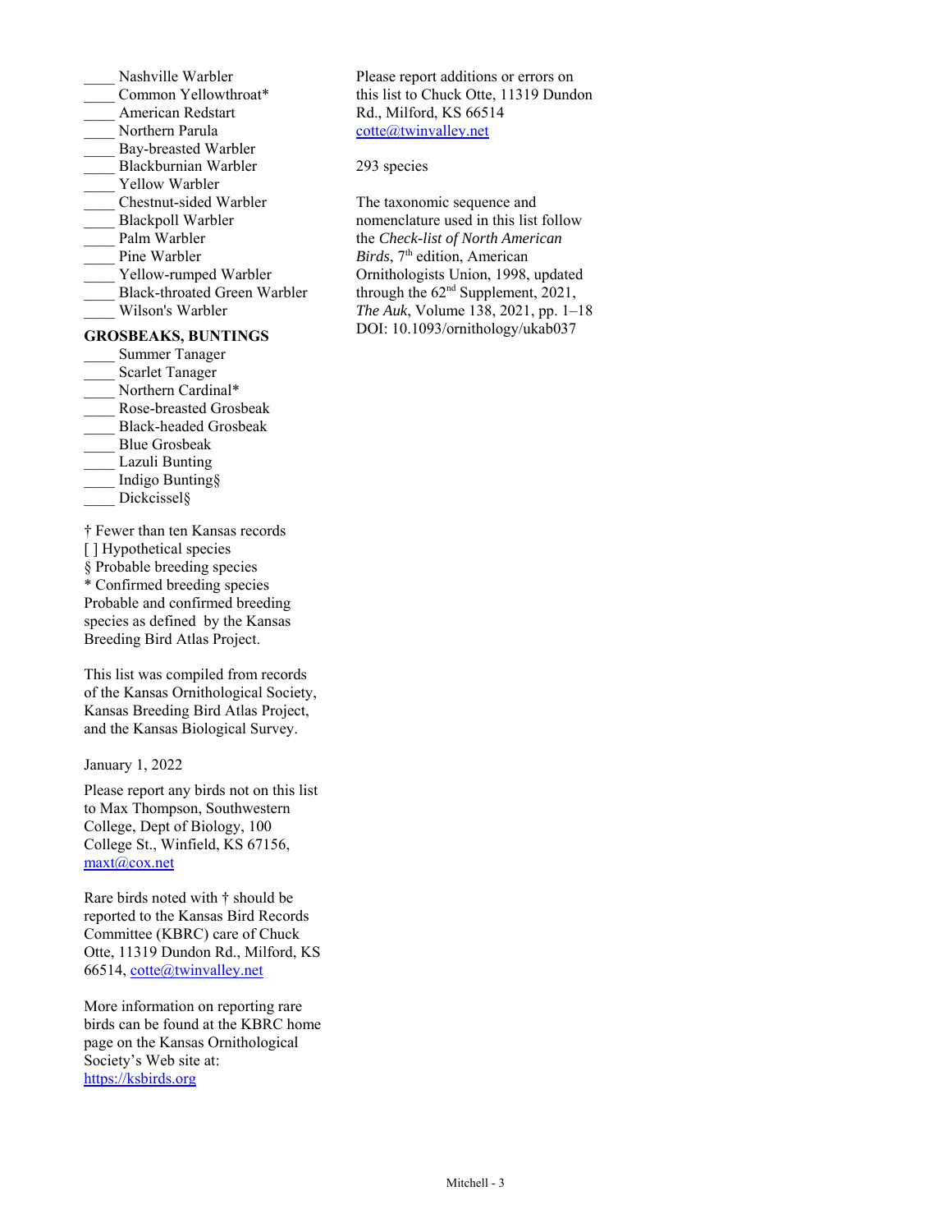____ Nashville Warbler
____ Common Yellowthroat*
____ American Redstart
____ Northern Parula
____ Bay-breasted Warbler
____ Blackburnian Warbler
____ Yellow Warbler
____ Chestnut-sided Warbler
____ Blackpoll Warbler
____ Palm Warbler
____ Pine Warbler
____ Yellow-rumped Warbler
____ Black-throated Green Warbler
____ Wilson's Warbler

**GROSBEAKS, BUNTINGS**

____ Summer Tanager
____ Scarlet Tanager
____ Northern Cardinal*
____ Rose-breasted Grosbeak
____ Black-headed Grosbeak
____ Blue Grosbeak
____ Lazuli Bunting
____ Indigo Bunting§
____ Dickcissel§

† Fewer than ten Kansas records
[ ] Hypothetical species
§ Probable breeding species
* Confirmed breeding species
Probable and confirmed breeding species as defined by the Kansas Breeding Bird Atlas Project.

This list was compiled from records of the Kansas Ornithological Society, Kansas Breeding Bird Atlas Project, and the Kansas Biological Survey.

January 1, 2022

Please report any birds not on this list to Max Thompson, Southwestern College, Dept of Biology, 100 College St., Winfield, KS 67156, maxt@cox.net

Rare birds noted with † should be reported to the Kansas Bird Records Committee (KBRC) care of Chuck Otte, 11319 Dundon Rd., Milford, KS 66514, cotte@twinvalley.net

More information on reporting rare birds can be found at the KBRC home page on the Kansas Ornithological Society's Web site at: https://ksbirds.org

Please report additions or errors on this list to Chuck Otte, 11319 Dundon Rd., Milford, KS 66514 cotte@twinvalley.net

293 species

The taxonomic sequence and nomenclature used in this list follow the *Check-list of North American Birds*, 7th edition, American Ornithologists Union, 1998, updated through the 62nd Supplement, 2021, *The Auk*, Volume 138, 2021, pp. 1–18 DOI: 10.1093/ornithology/ukab037